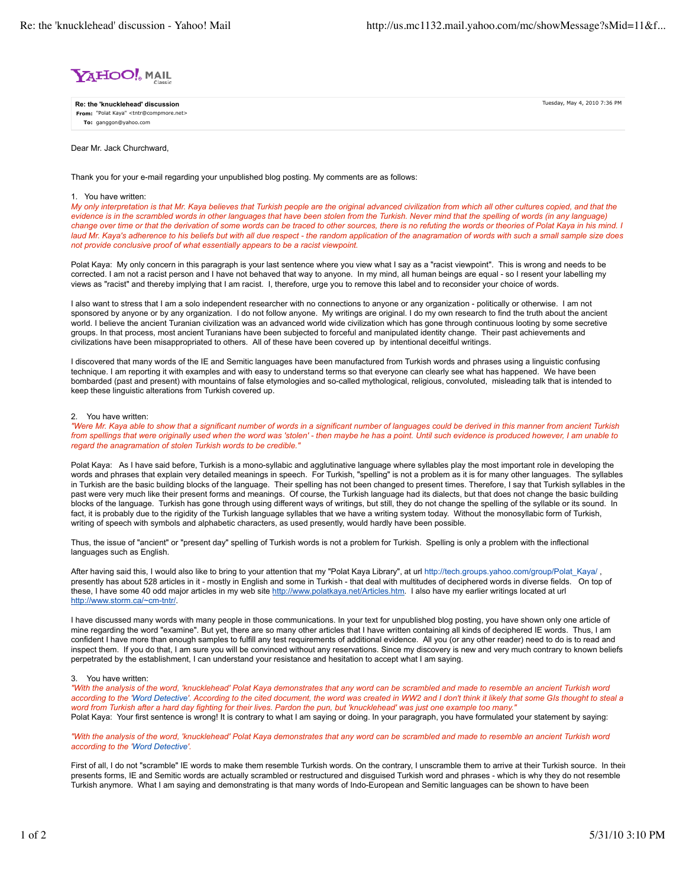YAHOO! MAIL Classic

**Re: the 'knucklehead' discussion**

**From:** "Polat Kaya" <tntr@compmore.net>

**To:** ganggon@yahoo.com

Tuesday, May 4, 2010 7:36 PM

Dear Mr. Jack Churchward,

Thank you for your e-mail regarding your unpublished blog posting. My comments are as follows:

1. You have written:

*My only interpretation is that Mr. Kaya believes that Turkish people are the original advanced civilization from which all other cultures copied, and that the evidence is in the scrambled words in other languages that have been stolen from the Turkish. Never mind that the spelling of words (in any language) change over time or that the derivation of some words can be traced to other sources, there is no refuting the words or theories of Polat Kaya in his mind. I laud Mr. Kaya's adherence to his beliefs but with all due respect - the random application of the anagramation of words with such a small sample size does not provide conclusive proof of what essentially appears to be a racist viewpoint.*

Polat Kaya: My only concern in this paragraph is your last sentence where you view what I say as a "racist viewpoint". This is wrong and needs to be corrected. I am not a racist person and I have not behaved that way to anyone. In my mind, all human beings are equal - so I resent your labelling my views as "racist" and thereby implying that I am racist. I, therefore, urge you to remove this label and to reconsider your choice of words.

I also want to stress that I am a solo independent researcher with no connections to anyone or any organization - politically or otherwise. I am not sponsored by anyone or by any organization. I do not follow anyone. My writings are original. I do my own research to find the truth about the ancient world. I believe the ancient Turanian civilization was an advanced world wide civilization which has gone through continuous looting by some secretive groups. In that process, most ancient Turanians have been subjected to forceful and manipulated identity change. Their past achievements and civilizations have been misappropriated to others. All of these have been covered up by intentional deceitful writings.

I discovered that many words of the IE and Semitic languages have been manufactured from Turkish words and phrases using a linguistic confusing technique. I am reporting it with examples and with easy to understand terms so that everyone can clearly see what has happened. We have been bombarded (past and present) with mountains of false etymologies and so-called mythological, religious, convoluted, misleading talk that is intended to keep these linguistic alterations from Turkish covered up.

2. You have written:

*"Were Mr. Kaya able to show that a significant number of words in a significant number of languages could be derived in this manner from ancient Turkish from spellings that were originally used when the word was 'stolen' - then maybe he has a point. Until such evidence is produced however, I am unable to regard the anagramation of stolen Turkish words to be credible."*

Polat Kaya: As I have said before, Turkish is a mono-syllabic and agglutinative language where syllables play the most important role in developing the words and phrases that explain very detailed meanings in speech. For Turkish, "spelling" is not a problem as it is for many other languages. The syllables in Turkish are the basic building blocks of the language. Their spelling has not been changed to present times. Therefore, I say that Turkish syllables in the past were very much like their present forms and meanings. Of course, the Turkish language had its dialects, but that does not change the basic building blocks of the language. Turkish has gone through using different ways of writings, but still, they do not change the spelling of the syllable or its sound. In fact, it is probably due to the rigidity of the Turkish language syllables that we have a writing system today. Without the monosyllabic form of Turkish, writing of speech with symbols and alphabetic characters, as used presently, would hardly have been possible.

Thus, the issue of "ancient" or "present day" spelling of Turkish words is not a problem for Turkish. Spelling is only a problem with the inflectional languages such as English.

After having said this, I would also like to bring to your attention that my "Polat Kaya Library", at url http://tech.groups.yahoo.com/group/Polat_Kaya/ , presently has about 528 articles in it - mostly in English and some in Turkish - that deal with multitudes of deciphered words in diverse fields. On top of these, I have some 40 odd major articles in my web site http://www.polatkaya.net/Articles.htm. I also have my earlier writings located at url http://www.storm.ca/~cm-tntr/.

I have discussed many words with many people in those communications. In your text for unpublished blog posting, you have shown only one article of mine regarding the word "examine". But yet, there are so many other articles that I have written containing all kinds of deciphered IE words. Thus, I am confident I have more than enough samples to fulfill any test requirements of additional evidence. All you (or any other reader) need to do is to read and inspect them. If you do that, I am sure you will be convinced without any reservations. Since my discovery is new and very much contrary to known beliefs perpetrated by the establishment, I can understand your resistance and hesitation to accept what I am saying.

3. You have written:

*"With the analysis of the word, 'knucklehead' Polat Kaya demonstrates that any word can be scrambled and made to resemble an ancient Turkish word according to the 'Word Detective'. According to the cited document, the word was created in WW2 and I don't think it likely that some GIs thought to steal a word from Turkish after a hard day fighting for their lives. Pardon the pun, but 'knucklehead' was just one example too many."*

Polat Kaya: Your first sentence is wrong! It is contrary to what I am saying or doing. In your paragraph, you have formulated your statement by saying:

*"With the analysis of the word, 'knucklehead' Polat Kaya demonstrates that any word can be scrambled and made to resemble an ancient Turkish word according to the 'Word Detective'.*

First of all, I do not "scramble" IE words to make them resemble Turkish words. On the contrary, I unscramble them to arrive at their Turkish source. In their presents forms, IE and Semitic words are actually scrambled or restructured and disguised Turkish word and phrases - which is why they do not resemble Turkish anymore. What I am saying and demonstrating is that many words of Indo-European and Semitic languages can be shown to have been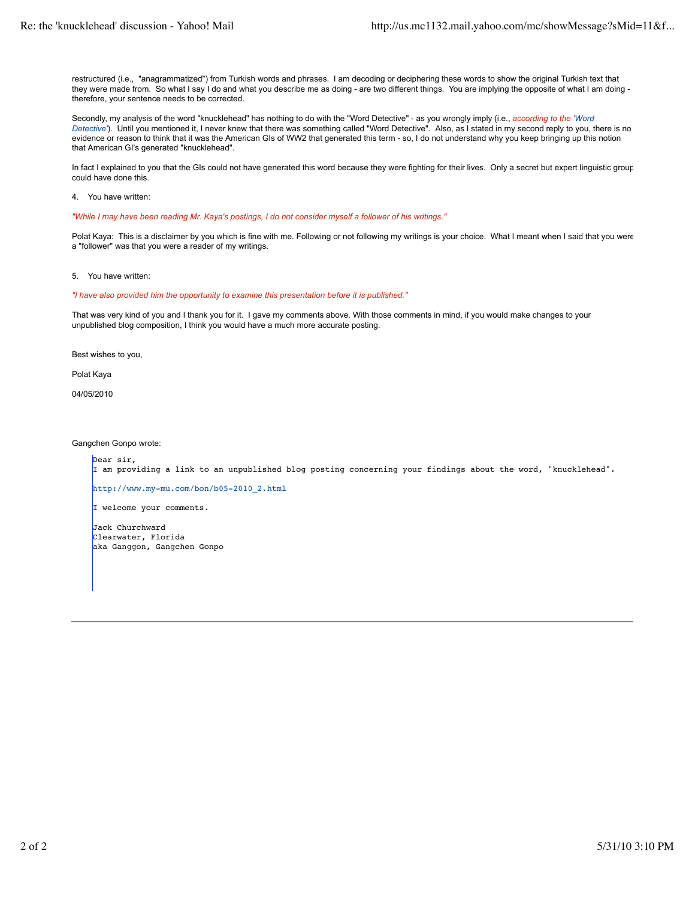restructured (i.e., "anagrammatized") from Turkish words and phrases. I am decoding or deciphering these words to show the original Turkish text that they were made from. So what I say I do and what you describe me as doing - are two different things. You are implying the opposite of what I am doing - therefore, your sentence needs to be corrected.

Secondly, my analysis of the word "knucklehead" has nothing to do with the "Word Detective" - as you wrongly imply (i.e., *according to the 'Word Detective'*). Until you mentioned it, I never knew that there was something called "Word Detective". Also, as I stated in my second reply to you, there is no evidence or reason to think that it was the American GIs of WW2 that generated this term - so, I do not understand why you keep bringing up this notion that American GI's generated "knucklehead".

In fact I explained to you that the GIs could not have generated this word because they were fighting for their lives. Only a secret but expert linguistic group could have done this.

4. You have written:

*"While I may have been reading Mr. Kaya's postings, I do not consider myself a follower of his writings."*

Polat Kaya: This is a disclaimer by you which is fine with me. Following or not following my writings is your choice. What I meant when I said that you were a "follower" was that you were a reader of my writings.

5. You have written:

*"I have also provided him the opportunity to examine this presentation before it is published."*

That was very kind of you and I thank you for it. I gave my comments above. With those comments in mind, if you would make changes to your unpublished blog composition, I think you would have a much more accurate posting.

Best wishes to you,

Polat Kaya

04/05/2010

Gangchen Gonpo wrote:

> Dear sir,
> I am providing a link to an unpublished blog posting concerning your findings about the word, "knucklehead".
>
> http://www.my-mu.com/bon/b05-2010_2.html
>
> I welcome your comments.
>
> Jack Churchward
> Clearwater, Florida
> aka Ganggon, Gangchen Gonpo